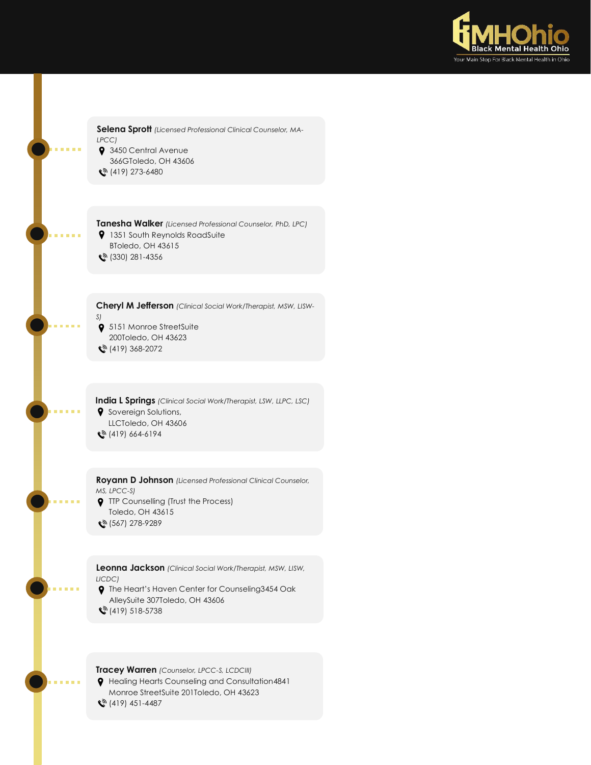**Selena Sprott** *(Licensed Professional Clinical Counselor, MA-LPCC)*
3450 Central Avenue
366GToledo, OH 43606
(419) 273-6480

**Tanesha Walker** *(Licensed Professional Counselor, PhD, LPC)*
1351 South Reynolds RoadSuite
BToledo, OH 43615
(330) 281-4356

**Cheryl M Jefferson** *(Clinical Social Work/Therapist, MSW, LISW-S)*
5151 Monroe StreetSuite
200Toledo, OH 43623
(419) 368-2072

**India L Springs** *(Clinical Social Work/Therapist, LSW, LLPC, LSC)*
Sovereign Solutions,
LLCToledo, OH 43606
(419) 664-6194

**Royann D Johnson** *(Licensed Professional Clinical Counselor, MS, LPCC-S)*
TTP Counselling (Trust the Process)
Toledo, OH 43615
(567) 278-9289

**Leonna Jackson** *(Clinical Social Work/Therapist, MSW, LISW, LICDC)*
The Heart's Haven Center for Counseling3454 Oak
AlleySuite 307Toledo, OH 43606
(419) 518-5738

**Tracey Warren** *(Counselor, LPCC-S, LCDCIII)*
Healing Hearts Counseling and Consultation4841
Monroe StreetSuite 201Toledo, OH 43623
(419) 451-4487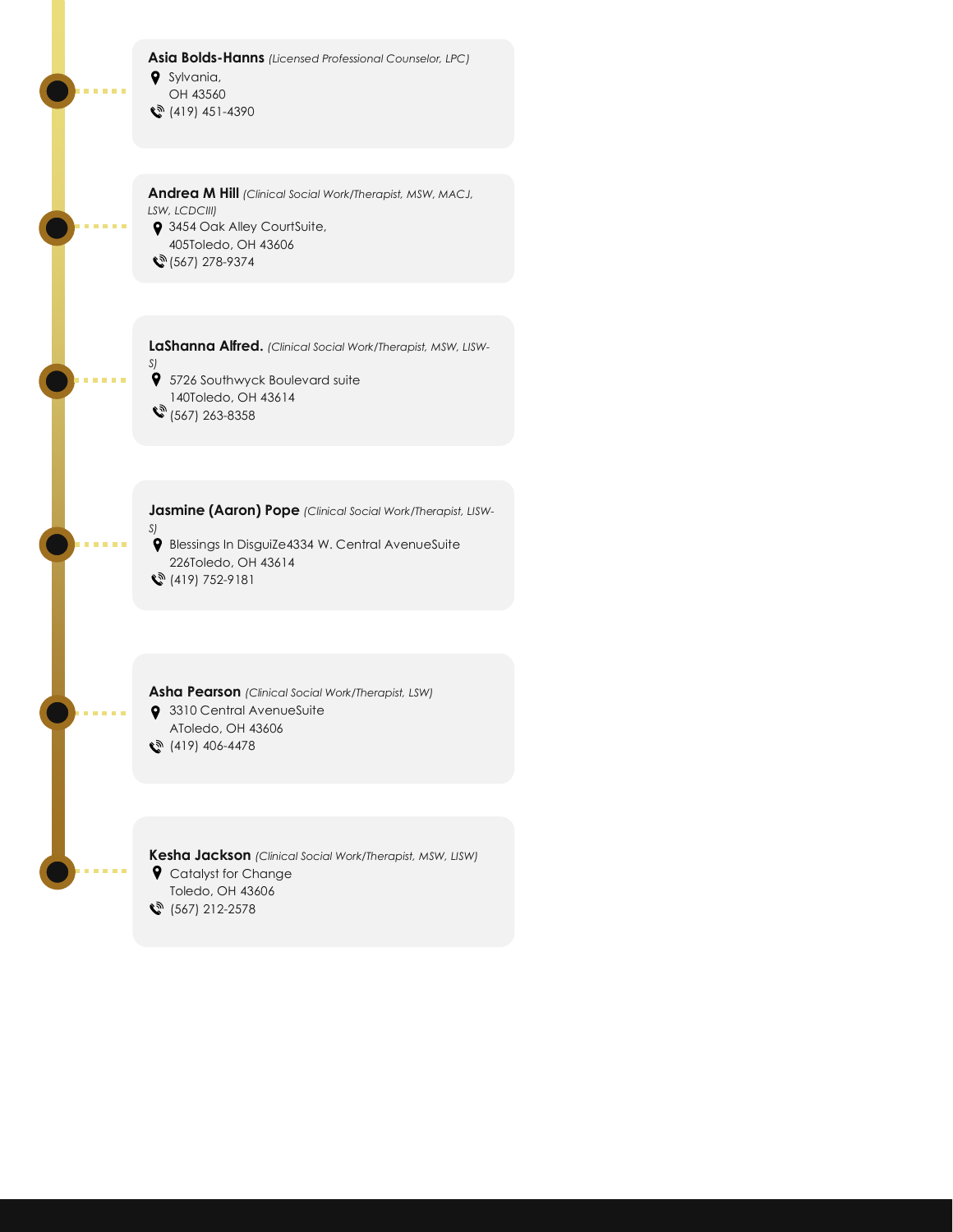**Asia Bolds-Hanns** *(Licensed Professional Counselor, LPC)*
Sylvania,
OH 43560
(419) 451-4390

**Andrea M Hill** *(Clinical Social Work/Therapist, MSW, MACJ, LSW, LCDCIII)*
3454 Oak Alley CourtSuite,
405Toledo, OH 43606
(567) 278-9374

**LaShanna Alfred.** *(Clinical Social Work/Therapist, MSW, LISW-S)*
5726 Southwyck Boulevard suite
140Toledo, OH 43614
(567) 263-8358

**Jasmine (Aaron) Pope** *(Clinical Social Work/Therapist, LISW-S)*
Blessings In DisguiZe4334 W. Central AvenueSuite
226Toledo, OH 43614
(419) 752-9181

**Asha Pearson** *(Clinical Social Work/Therapist, LSW)*
3310 Central AvenueSuite
AToledo, OH 43606
(419) 406-4478

**Kesha Jackson** *(Clinical Social Work/Therapist, MSW, LISW)*
Catalyst for Change
Toledo, OH 43606
(567) 212-2578